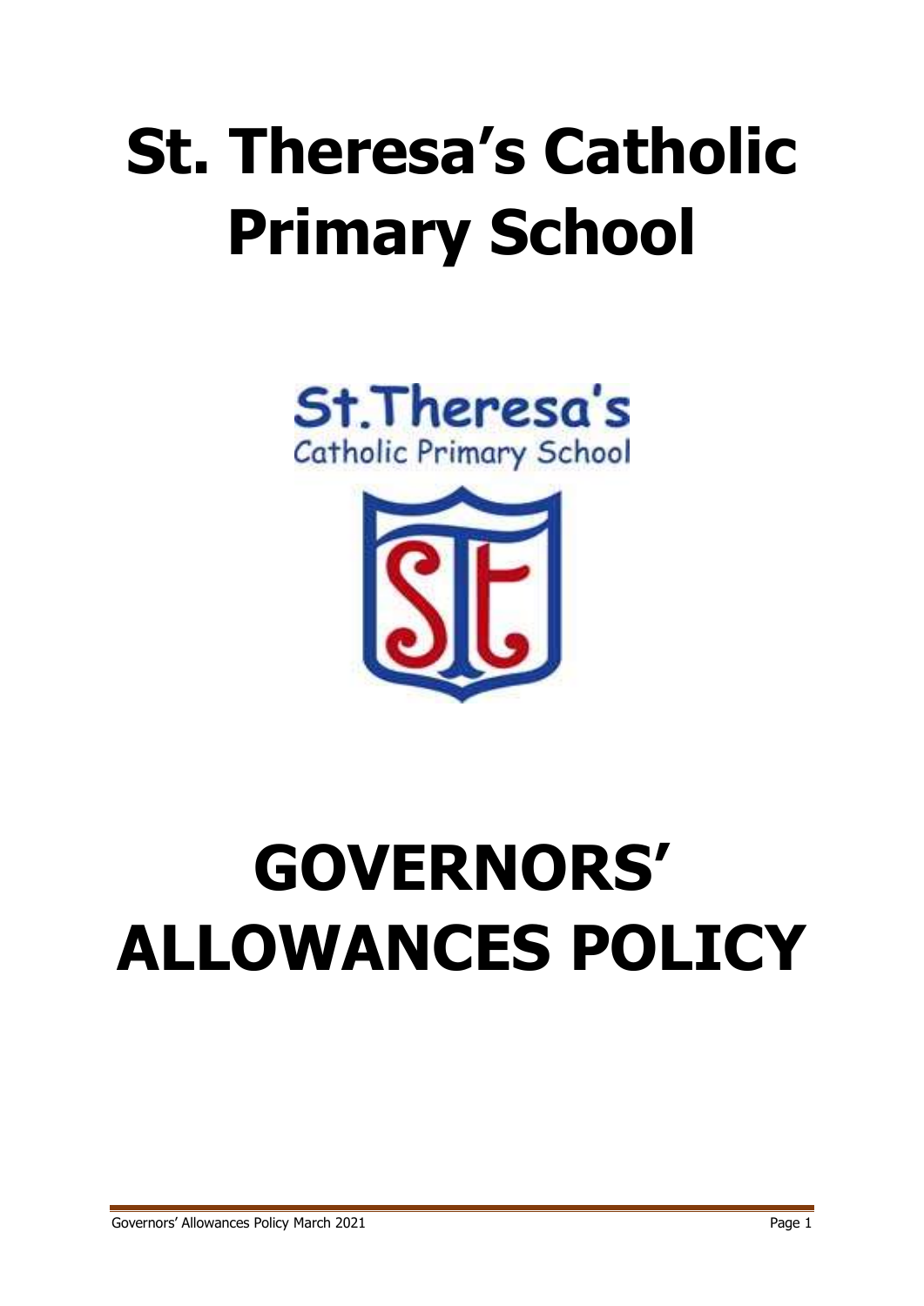# St. Theresa's Catholic Primary School

# GOVERNORS' ALLOWANCES POLICY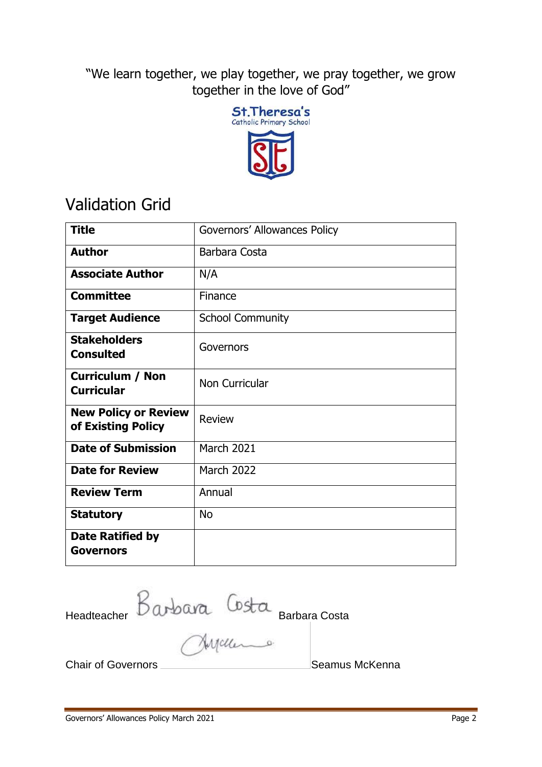"We learn together, we play together, we pray together, we grow together in the love of God"

St.Theresa's
Catholic Primary School

# Validation Grid

| **Title** | Governors' Allowances Policy |
|---|---|
| **Author** | Barbara Costa |
| **Associate Author** | N/A |
| **Committee** | Finance |
| **Target Audience** | School Community |
| **Stakeholders Consulted** | Governors |
| **Curriculum / Non Curricular** | Non Curricular |
| **New Policy or Review of Existing Policy** | Review |
| **Date of Submission** | March 2021 |
| **Date for Review** | March 2022 |
| **Review Term** | Annual |
| **Statutory** | No |
| **Date Ratified by Governors** | |

Headteacher *Barbara Costa* Barbara Costa

Chair of Governors ________________ Seamus McKenna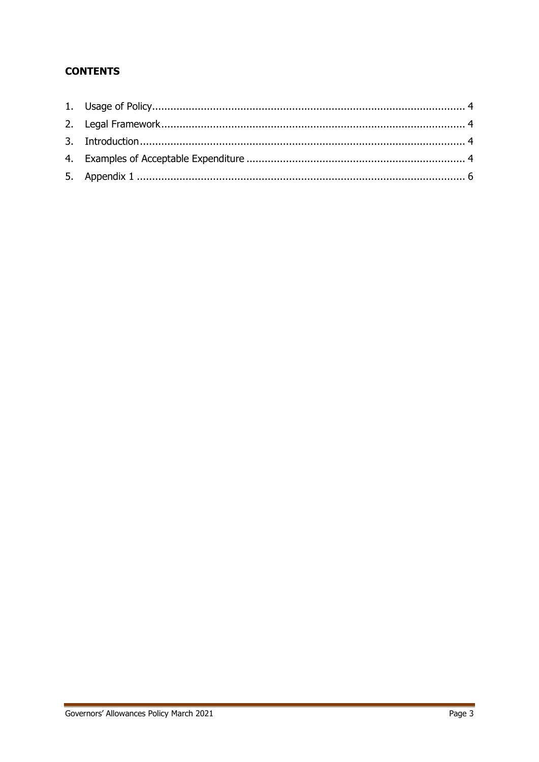**CONTENTS**

1. Usage of Policy ........................................................................................................ 4
2. Legal Framework ...................................................................................................... 4
3. Introduction ............................................................................................................. 4
4. Examples of Acceptable Expenditure ........................................................................ 4
5. Appendix 1 ............................................................................................................... 6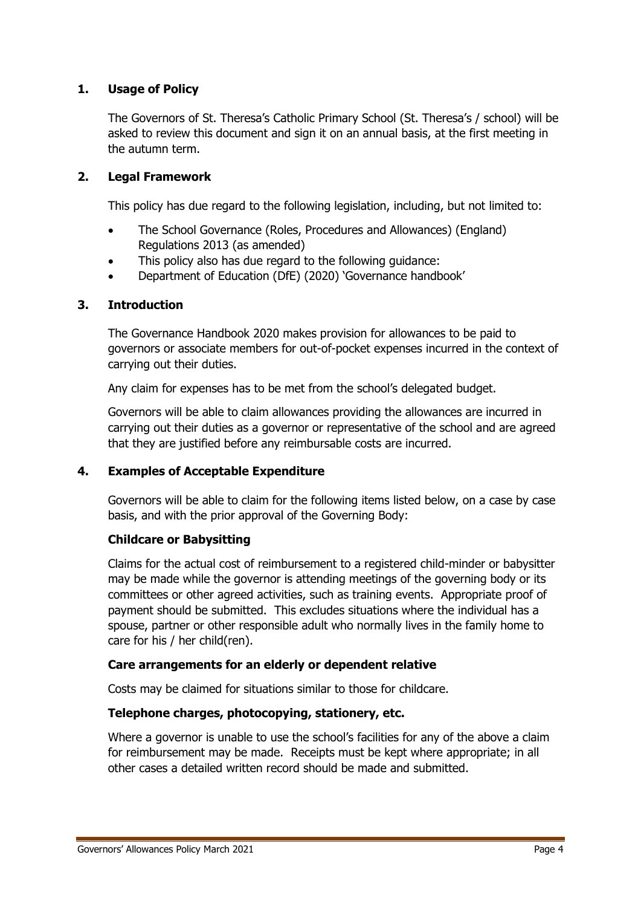## 1. Usage of Policy

The Governors of St. Theresa's Catholic Primary School (St. Theresa's / school) will be asked to review this document and sign it on an annual basis, at the first meeting in the autumn term.

## 2. Legal Framework

This policy has due regard to the following legislation, including, but not limited to:

- The School Governance (Roles, Procedures and Allowances) (England) Regulations 2013 (as amended)
- This policy also has due regard to the following guidance:
- Department of Education (DfE) (2020) 'Governance handbook'

## 3. Introduction

The Governance Handbook 2020 makes provision for allowances to be paid to governors or associate members for out-of-pocket expenses incurred in the context of carrying out their duties.

Any claim for expenses has to be met from the school's delegated budget.

Governors will be able to claim allowances providing the allowances are incurred in carrying out their duties as a governor or representative of the school and are agreed that they are justified before any reimbursable costs are incurred.

## 4. Examples of Acceptable Expenditure

Governors will be able to claim for the following items listed below, on a case by case basis, and with the prior approval of the Governing Body:

### Childcare or Babysitting

Claims for the actual cost of reimbursement to a registered child-minder or babysitter may be made while the governor is attending meetings of the governing body or its committees or other agreed activities, such as training events. Appropriate proof of payment should be submitted. This excludes situations where the individual has a spouse, partner or other responsible adult who normally lives in the family home to care for his / her child(ren).

### Care arrangements for an elderly or dependent relative

Costs may be claimed for situations similar to those for childcare.

### Telephone charges, photocopying, stationery, etc.

Where a governor is unable to use the school's facilities for any of the above a claim for reimbursement may be made. Receipts must be kept where appropriate; in all other cases a detailed written record should be made and submitted.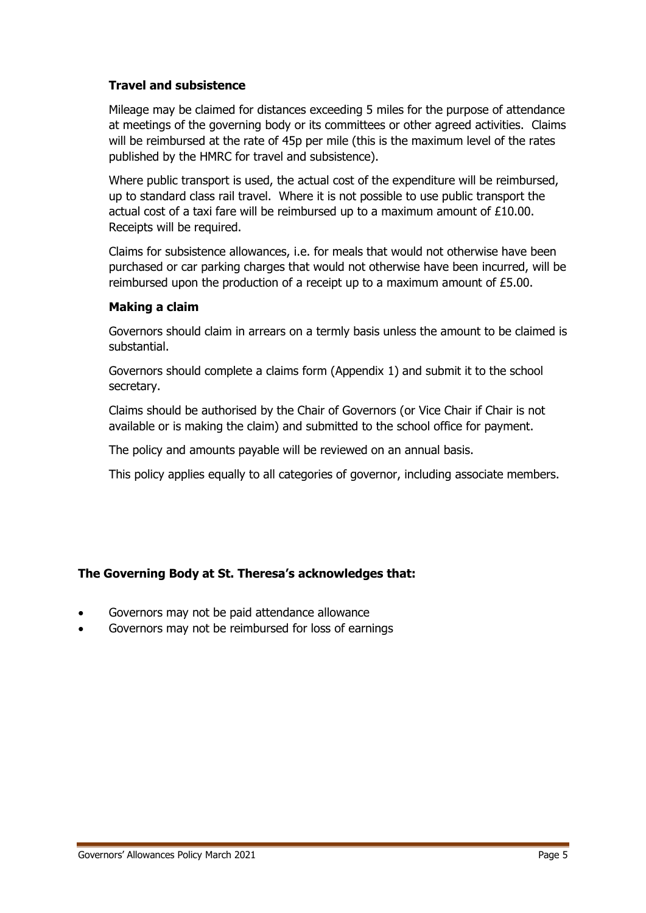### Travel and subsistence

Mileage may be claimed for distances exceeding 5 miles for the purpose of attendance at meetings of the governing body or its committees or other agreed activities. Claims will be reimbursed at the rate of 45p per mile (this is the maximum level of the rates published by the HMRC for travel and subsistence).

Where public transport is used, the actual cost of the expenditure will be reimbursed, up to standard class rail travel. Where it is not possible to use public transport the actual cost of a taxi fare will be reimbursed up to a maximum amount of £10.00. Receipts will be required.

Claims for subsistence allowances, i.e. for meals that would not otherwise have been purchased or car parking charges that would not otherwise have been incurred, will be reimbursed upon the production of a receipt up to a maximum amount of £5.00.

### Making a claim

Governors should claim in arrears on a termly basis unless the amount to be claimed is substantial.

Governors should complete a claims form (Appendix 1) and submit it to the school secretary.

Claims should be authorised by the Chair of Governors (or Vice Chair if Chair is not available or is making the claim) and submitted to the school office for payment.

The policy and amounts payable will be reviewed on an annual basis.

This policy applies equally to all categories of governor, including associate members.

**The Governing Body at St. Theresa's acknowledges that:**

- Governors may not be paid attendance allowance
- Governors may not be reimbursed for loss of earnings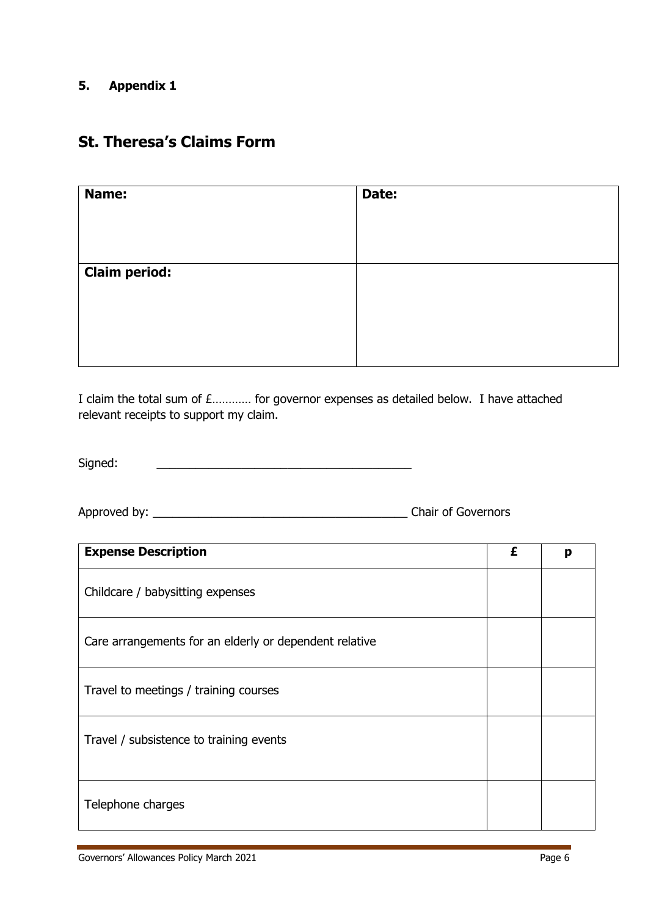## 5. Appendix 1

# St. Theresa's Claims Form

| **Name:** | **Date:** |
| --- | --- |
| **Claim period:** | |

I claim the total sum of £………… for governor expenses as detailed below. I have attached relevant receipts to support my claim.

Signed: _______________________________________

Approved by: _______________________________________ Chair of Governors

| **Expense Description** | **£** | **p** |
| --- | --- | --- |
| Childcare / babysitting expenses | | |
| Care arrangements for an elderly or dependent relative | | |
| Travel to meetings / training courses | | |
| Travel / subsistence to training events | | |
| Telephone charges | | |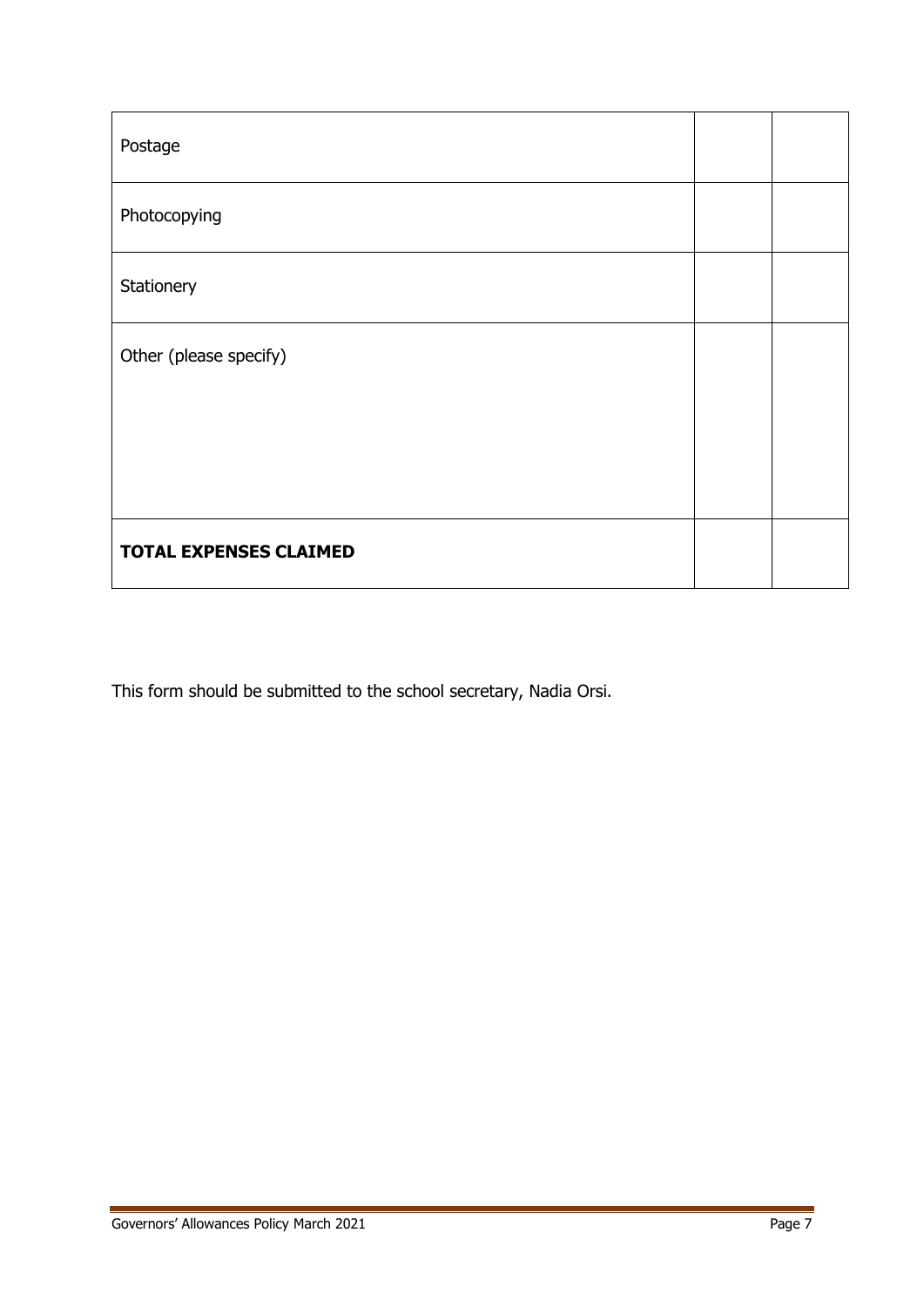| | | |
|---|---|---|
| Postage | | |
| Photocopying | | |
| Stationery | | |
| Other (please specify) | | |
| **TOTAL EXPENSES CLAIMED** | | |

This form should be submitted to the school secretary, Nadia Orsi.